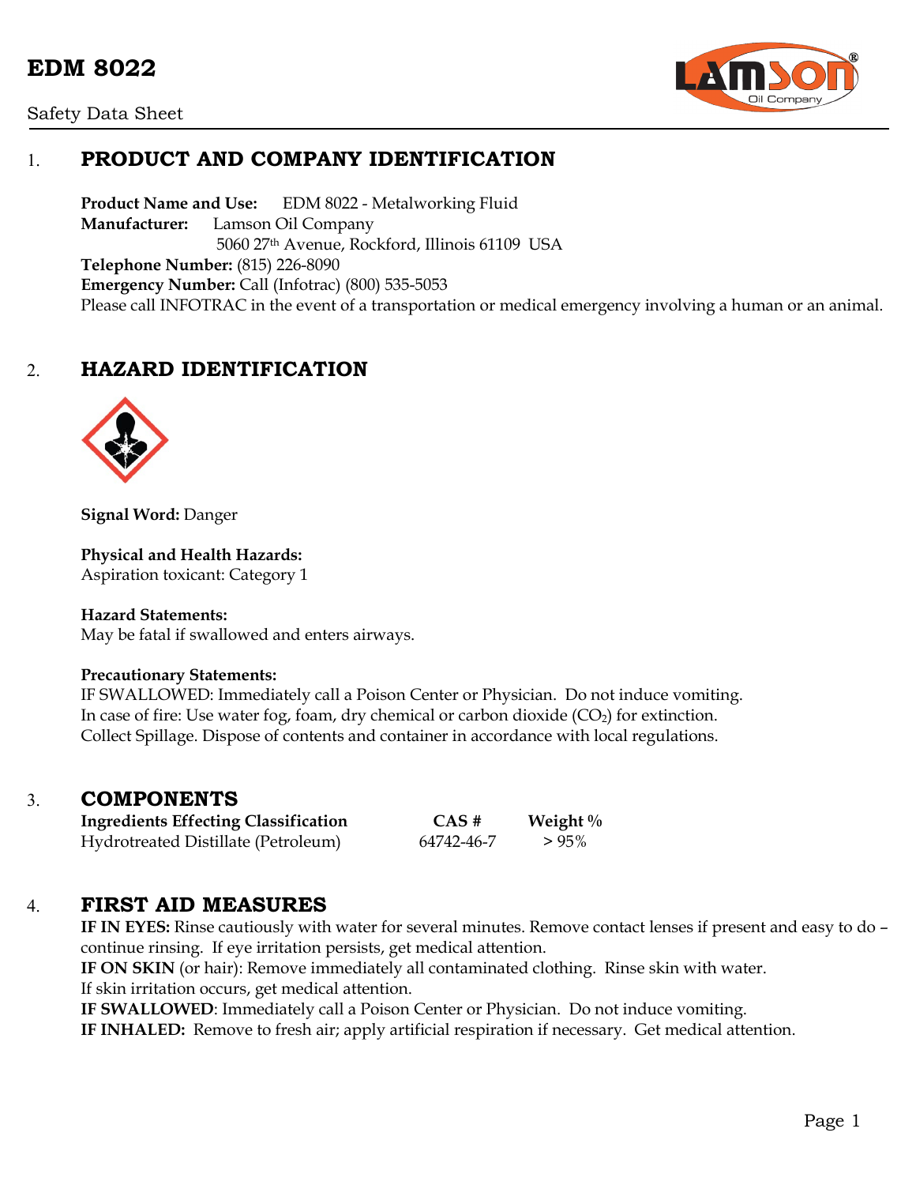# EDM 8022

Safety Data Sheet

## 1. PRODUCT AND COMPANY IDENTIFICATION

**Product Name and Use:** EDM 8022 - Metalworking Fluid
**Manufacturer:** Lamson Oil Company
5060 27th Avenue, Rockford, Illinois 61109 USA
**Telephone Number:** (815) 226-8090
**Emergency Number:** Call (Infotrac) (800) 535-5053
Please call INFOTRAC in the event of a transportation or medical emergency involving a human or an animal.

## 2. HAZARD IDENTIFICATION

**Signal Word:** Danger

**Physical and Health Hazards:**
Aspiration toxicant: Category 1

**Hazard Statements:**
May be fatal if swallowed and enters airways.

**Precautionary Statements:**
IF SWALLOWED: Immediately call a Poison Center or Physician. Do not induce vomiting.
In case of fire: Use water fog, foam, dry chemical or carbon dioxide ($CO_2$) for extinction.
Collect Spillage. Dispose of contents and container in accordance with local regulations.

## 3. COMPONENTS

| Ingredients Effecting Classification | CAS # | Weight % |
|---|---|---|
| Hydrotreated Distillate (Petroleum) | 64742-46-7 | > 95% |

## 4. FIRST AID MEASURES

**IF IN EYES:** Rinse cautiously with water for several minutes. Remove contact lenses if present and easy to do – continue rinsing. If eye irritation persists, get medical attention.
**IF ON SKIN** (or hair): Remove immediately all contaminated clothing. Rinse skin with water.
If skin irritation occurs, get medical attention.
**IF SWALLOWED**: Immediately call a Poison Center or Physician. Do not induce vomiting.
**IF INHALED:** Remove to fresh air; apply artificial respiration if necessary. Get medical attention.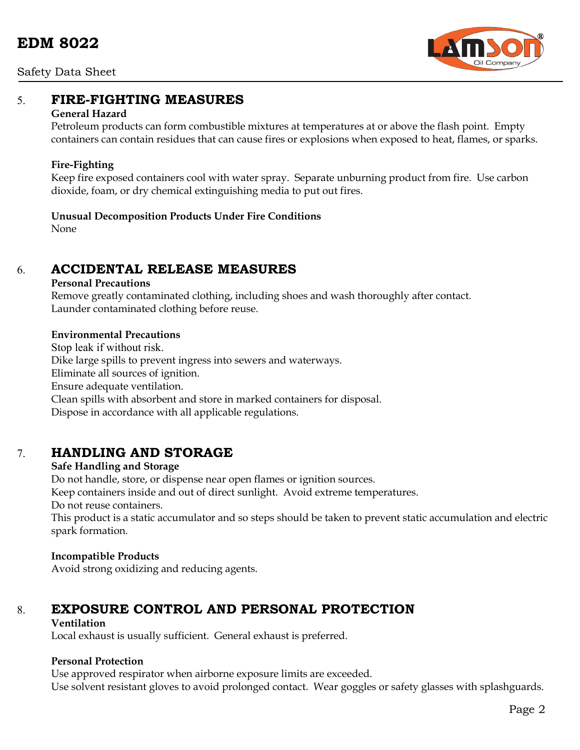## 5. FIRE-FIGHTING MEASURES

**General Hazard**

Petroleum products can form combustible mixtures at temperatures at or above the flash point. Empty containers can contain residues that can cause fires or explosions when exposed to heat, flames, or sparks.

**Fire-Fighting**

Keep fire exposed containers cool with water spray. Separate unburning product from fire. Use carbon dioxide, foam, or dry chemical extinguishing media to put out fires.

**Unusual Decomposition Products Under Fire Conditions**

None

## 6. ACCIDENTAL RELEASE MEASURES

**Personal Precautions**

Remove greatly contaminated clothing, including shoes and wash thoroughly after contact.
Launder contaminated clothing before reuse.

**Environmental Precautions**

Stop leak if without risk.
Dike large spills to prevent ingress into sewers and waterways.
Eliminate all sources of ignition.
Ensure adequate ventilation.
Clean spills with absorbent and store in marked containers for disposal.
Dispose in accordance with all applicable regulations.

## 7. HANDLING AND STORAGE

**Safe Handling and Storage**

Do not handle, store, or dispense near open flames or ignition sources.
Keep containers inside and out of direct sunlight. Avoid extreme temperatures.
Do not reuse containers.
This product is a static accumulator and so steps should be taken to prevent static accumulation and electric spark formation.

**Incompatible Products**

Avoid strong oxidizing and reducing agents.

## 8. EXPOSURE CONTROL AND PERSONAL PROTECTION

**Ventilation**

Local exhaust is usually sufficient. General exhaust is preferred.

**Personal Protection**

Use approved respirator when airborne exposure limits are exceeded.
Use solvent resistant gloves to avoid prolonged contact. Wear goggles or safety glasses with splashguards.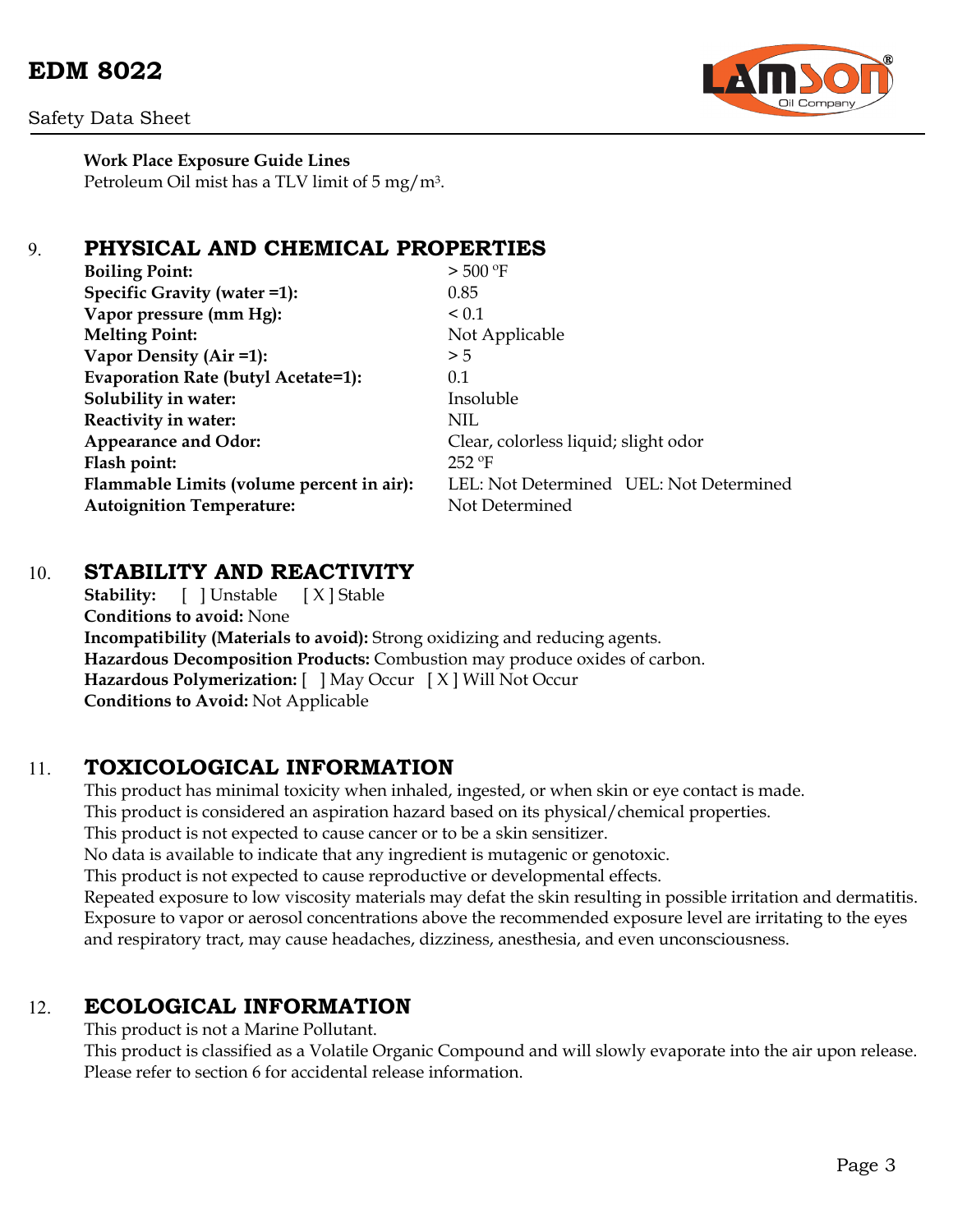**Work Place Exposure Guide Lines**
Petroleum Oil mist has a TLV limit of 5 mg/m$^3$.

## 9. PHYSICAL AND CHEMICAL PROPERTIES

| | |
|---|---|
| **Boiling Point:** | > 500 ºF |
| **Specific Gravity (water =1):** | 0.85 |
| **Vapor pressure (mm Hg):** | < 0.1 |
| **Melting Point:** | Not Applicable |
| **Vapor Density (Air =1):** | > 5 |
| **Evaporation Rate (butyl Acetate=1):** | 0.1 |
| **Solubility in water:** | Insoluble |
| **Reactivity in water:** | NIL |
| **Appearance and Odor:** | Clear, colorless liquid; slight odor |
| **Flash point:** | 252 ºF |
| **Flammable Limits (volume percent in air):** | LEL: Not Determined UEL: Not Determined |
| **Autoignition Temperature:** | Not Determined |

## 10. STABILITY AND REACTIVITY

**Stability:** [ ] Unstable [ X ] Stable
**Conditions to avoid:** None
**Incompatibility (Materials to avoid):** Strong oxidizing and reducing agents.
**Hazardous Decomposition Products:** Combustion may produce oxides of carbon.
**Hazardous Polymerization:** [ ] May Occur [ X ] Will Not Occur
**Conditions to Avoid:** Not Applicable

## 11. TOXICOLOGICAL INFORMATION

This product has minimal toxicity when inhaled, ingested, or when skin or eye contact is made.
This product is considered an aspiration hazard based on its physical/chemical properties.
This product is not expected to cause cancer or to be a skin sensitizer.
No data is available to indicate that any ingredient is mutagenic or genotoxic.
This product is not expected to cause reproductive or developmental effects.
Repeated exposure to low viscosity materials may defat the skin resulting in possible irritation and dermatitis.
Exposure to vapor or aerosol concentrations above the recommended exposure level are irritating to the eyes and respiratory tract, may cause headaches, dizziness, anesthesia, and even unconsciousness.

## 12. ECOLOGICAL INFORMATION

This product is not a Marine Pollutant.
This product is classified as a Volatile Organic Compound and will slowly evaporate into the air upon release.
Please refer to section 6 for accidental release information.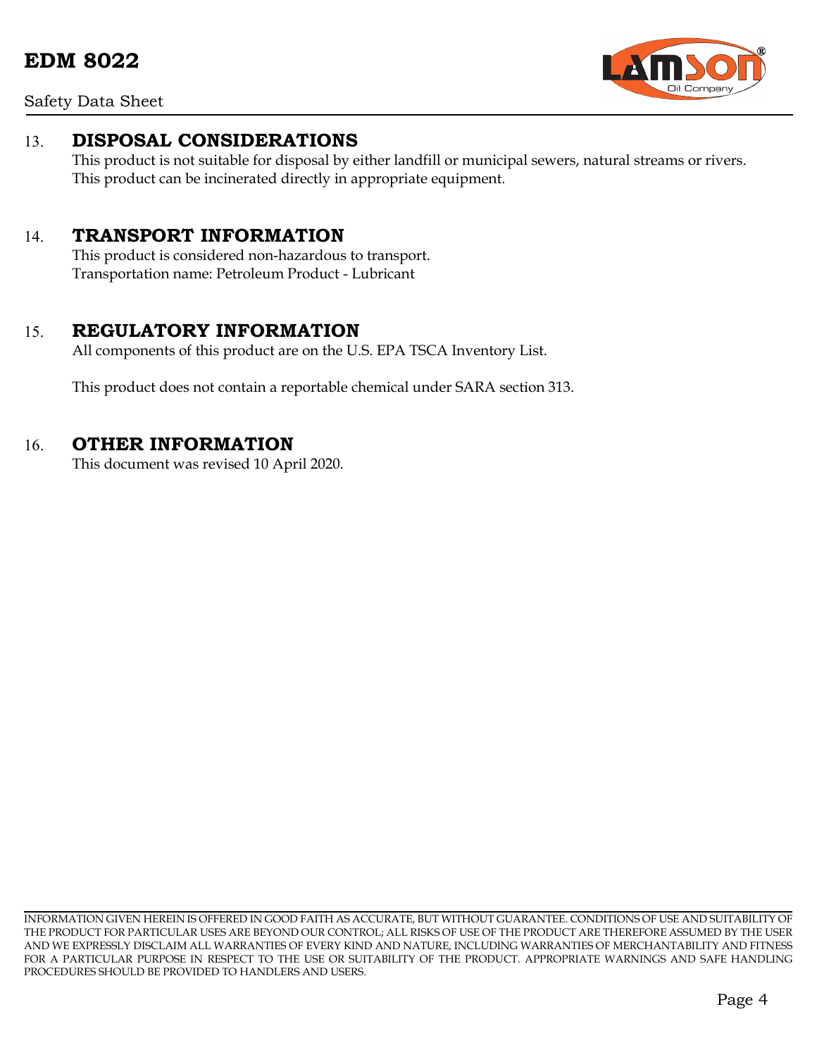## 13. DISPOSAL CONSIDERATIONS

This product is not suitable for disposal by either landfill or municipal sewers, natural streams or rivers. This product can be incinerated directly in appropriate equipment.

## 14. TRANSPORT INFORMATION

This product is considered non-hazardous to transport.
Transportation name: Petroleum Product - Lubricant

## 15. REGULATORY INFORMATION

All components of this product are on the U.S. EPA TSCA Inventory List.

This product does not contain a reportable chemical under SARA section 313.

## 16. OTHER INFORMATION

This document was revised 10 April 2020.

INFORMATION GIVEN HEREIN IS OFFERED IN GOOD FAITH AS ACCURATE, BUT WITHOUT GUARANTEE. CONDITIONS OF USE AND SUITABILITY OF THE PRODUCT FOR PARTICULAR USES ARE BEYOND OUR CONTROL; ALL RISKS OF USE OF THE PRODUCT ARE THEREFORE ASSUMED BY THE USER AND WE EXPRESSLY DISCLAIM ALL WARRANTIES OF EVERY KIND AND NATURE, INCLUDING WARRANTIES OF MERCHANTABILITY AND FITNESS FOR A PARTICULAR PURPOSE IN RESPECT TO THE USE OR SUITABILITY OF THE PRODUCT. APPROPRIATE WARNINGS AND SAFE HANDLING PROCEDURES SHOULD BE PROVIDED TO HANDLERS AND USERS.